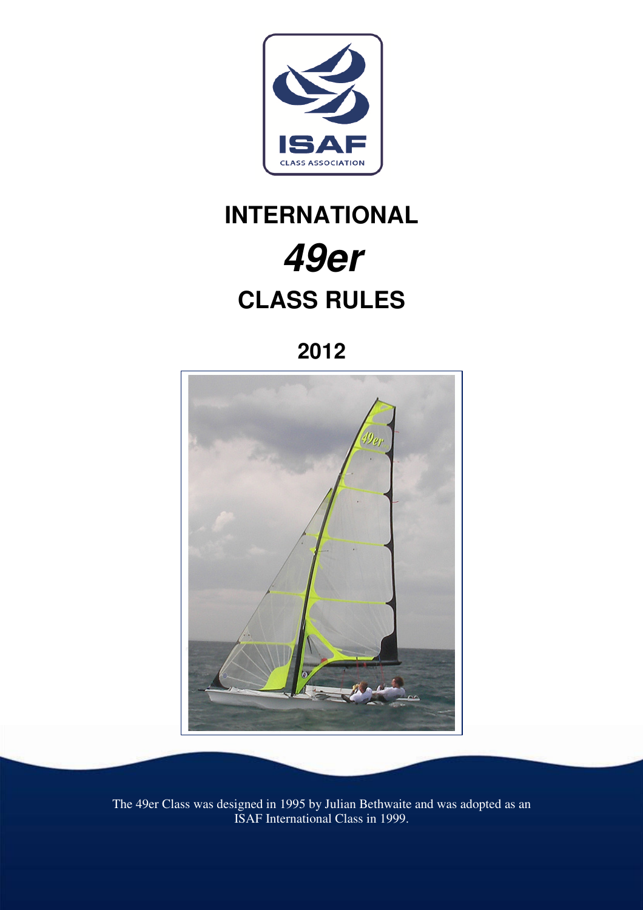ISAF

CLASS ASSOCIATION

# INTERNATIONAL

# *49er*

# CLASS RULES

## 2012

The 49er Class was designed in 1995 by Julian Bethwaite and was adopted as an ISAF International Class in 1999.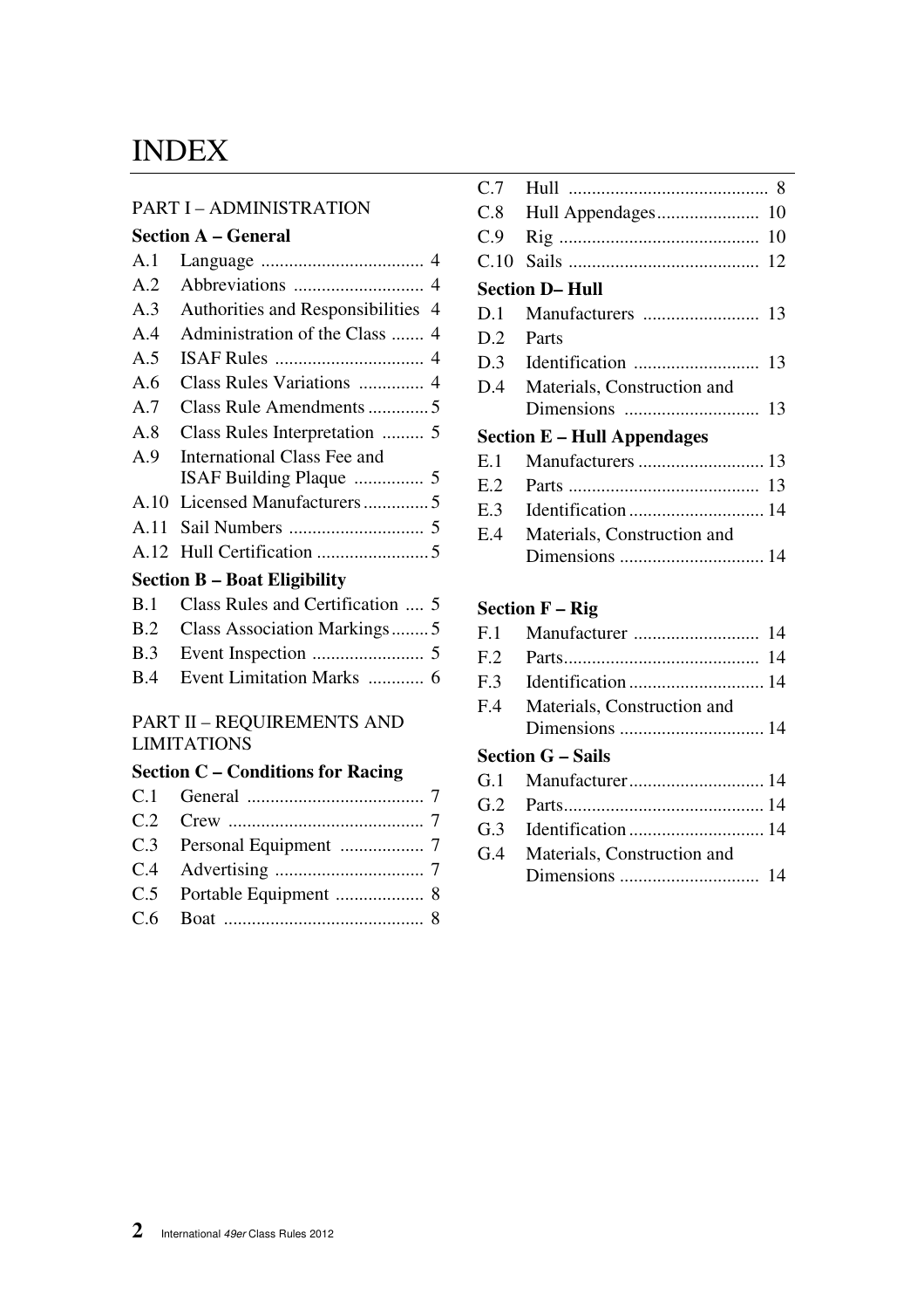# INDEX

PART I – ADMINISTRATION

**Section A – General**

A.1 Language .................................. 4
A.2 Abbreviations ............................ 4
A.3 Authorities and Responsibilities 4
A.4 Administration of the Class ....... 4
A.5 ISAF Rules ................................ 4
A.6 Class Rules Variations .............. 4
A.7 Class Rule Amendments ............. 5
A.8 Class Rules Interpretation ......... 5
A.9 International Class Fee and ISAF Building Plaque ............... 5
A.10 Licensed Manufacturers .............. 5
A.11 Sail Numbers ............................. 5
A.12 Hull Certification ........................ 5

**Section B – Boat Eligibility**

B.1 Class Rules and Certification .... 5
B.2 Class Association Markings ........ 5
B.3 Event Inspection ........................ 5
B.4 Event Limitation Marks ............ 6

PART II – REQUIREMENTS AND LIMITATIONS

**Section C – Conditions for Racing**

C.1 General ...................................... 7
C.2 Crew .......................................... 7
C.3 Personal Equipment .................. 7
C.4 Advertising ................................ 7
C.5 Portable Equipment ................... 8
C.6 Boat ........................................... 8
C.7 Hull ........................................... 8
C.8 Hull Appendages...................... 10
C.9 Rig ........................................... 10
C.10 Sails ......................................... 12

**Section D– Hull**

D.1 Manufacturers ......................... 13
D.2 Parts
D.3 Identification ........................... 13
D.4 Materials, Construction and Dimensions ............................. 13

**Section E – Hull Appendages**

E.1 Manufacturers ........................... 13
E.2 Parts ......................................... 13
E.3 Identification ............................. 14
E.4 Materials, Construction and Dimensions ............................... 14

**Section F – Rig**

F.1 Manufacturer ........................... 14
F.2 Parts.......................................... 14
F.3 Identification ............................. 14
F.4 Materials, Construction and Dimensions ............................... 14

**Section G – Sails**

G.1 Manufacturer............................. 14
G.2 Parts........................................... 14
G.3 Identification ............................. 14
G.4 Materials, Construction and Dimensions .............................. 14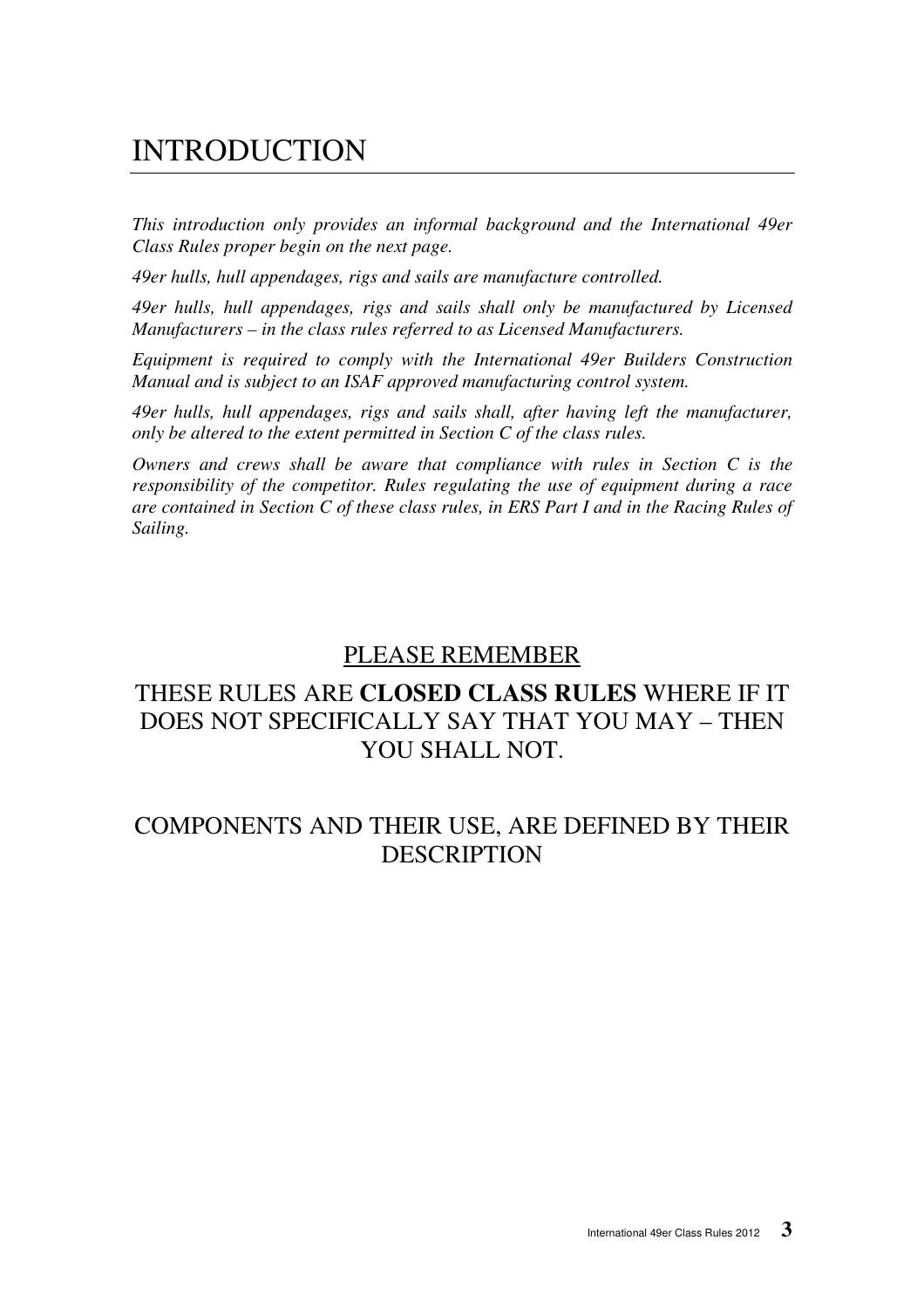# INTRODUCTION

*This introduction only provides an informal background and the International 49er Class Rules proper begin on the next page.*

*49er hulls, hull appendages, rigs and sails are manufacture controlled.*

*49er hulls, hull appendages, rigs and sails shall only be manufactured by Licensed Manufacturers – in the class rules referred to as Licensed Manufacturers.*

*Equipment is required to comply with the International 49er Builders Construction Manual and is subject to an ISAF approved manufacturing control system.*

*49er hulls, hull appendages, rigs and sails shall, after having left the manufacturer, only be altered to the extent permitted in Section C of the class rules.*

*Owners and crews shall be aware that compliance with rules in Section C is the responsibility of the competitor. Rules regulating the use of equipment during a race are contained in Section C of these class rules, in ERS Part I and in the Racing Rules of Sailing.*

<u>PLEASE REMEMBER</u>

THESE RULES ARE **CLOSED CLASS RULES** WHERE IF IT DOES NOT SPECIFICALLY SAY THAT YOU MAY – THEN YOU SHALL NOT.

COMPONENTS AND THEIR USE, ARE DEFINED BY THEIR DESCRIPTION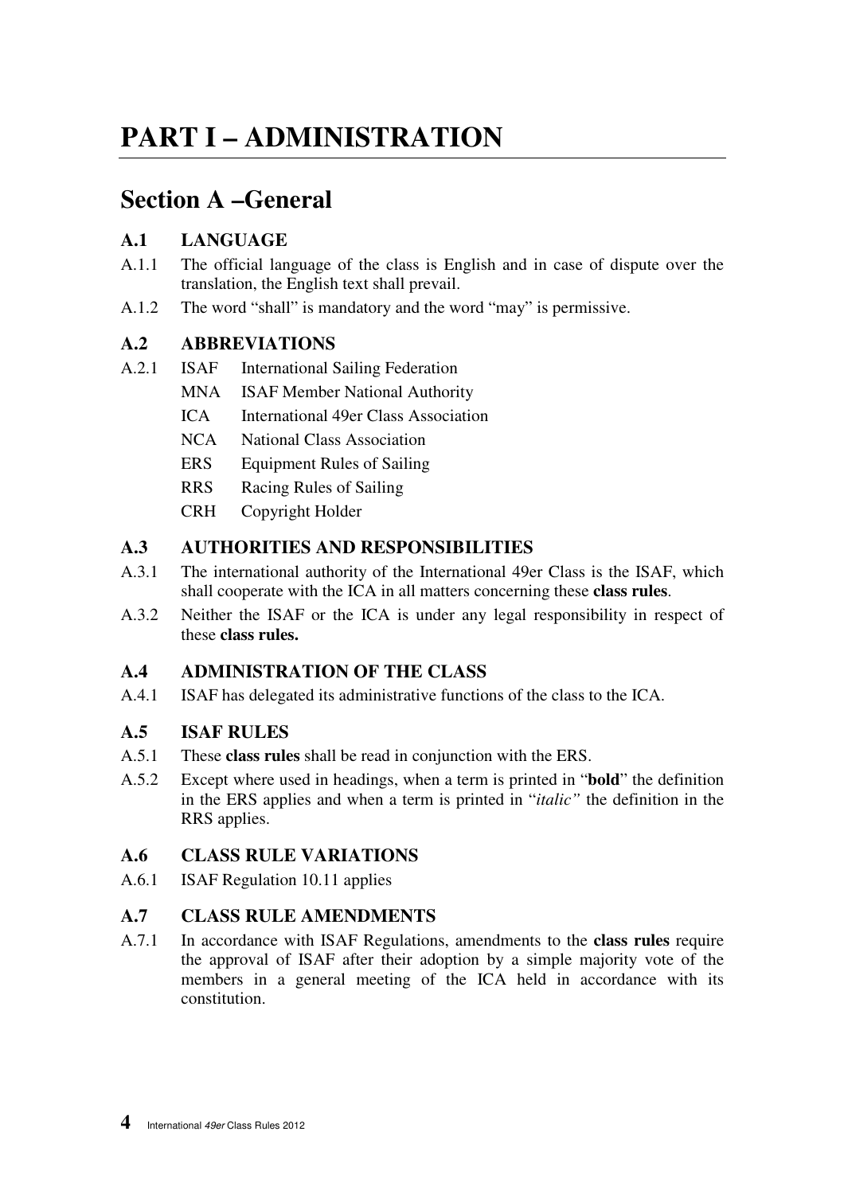# PART I – ADMINISTRATION

## Section A –General

### A.1 LANGUAGE

A.1.1 The official language of the class is English and in case of dispute over the translation, the English text shall prevail.

A.1.2 The word "shall" is mandatory and the word "may" is permissive.

### A.2 ABBREVIATIONS

A.2.1

| | |
|---|---|
| ISAF | International Sailing Federation |
| MNA | ISAF Member National Authority |
| ICA | International 49er Class Association |
| NCA | National Class Association |
| ERS | Equipment Rules of Sailing |
| RRS | Racing Rules of Sailing |
| CRH | Copyright Holder |

### A.3 AUTHORITIES AND RESPONSIBILITIES

A.3.1 The international authority of the International 49er Class is the ISAF, which shall cooperate with the ICA in all matters concerning these **class rules**.

A.3.2 Neither the ISAF or the ICA is under any legal responsibility in respect of these **class rules.**

### A.4 ADMINISTRATION OF THE CLASS

A.4.1 ISAF has delegated its administrative functions of the class to the ICA.

### A.5 ISAF RULES

A.5.1 These **class rules** shall be read in conjunction with the ERS.

A.5.2 Except where used in headings, when a term is printed in "**bold**" the definition in the ERS applies and when a term is printed in "*italic"* the definition in the RRS applies.

### A.6 CLASS RULE VARIATIONS

A.6.1 ISAF Regulation 10.11 applies

### A.7 CLASS RULE AMENDMENTS

A.7.1 In accordance with ISAF Regulations, amendments to the **class rules** require the approval of ISAF after their adoption by a simple majority vote of the members in a general meeting of the ICA held in accordance with its constitution.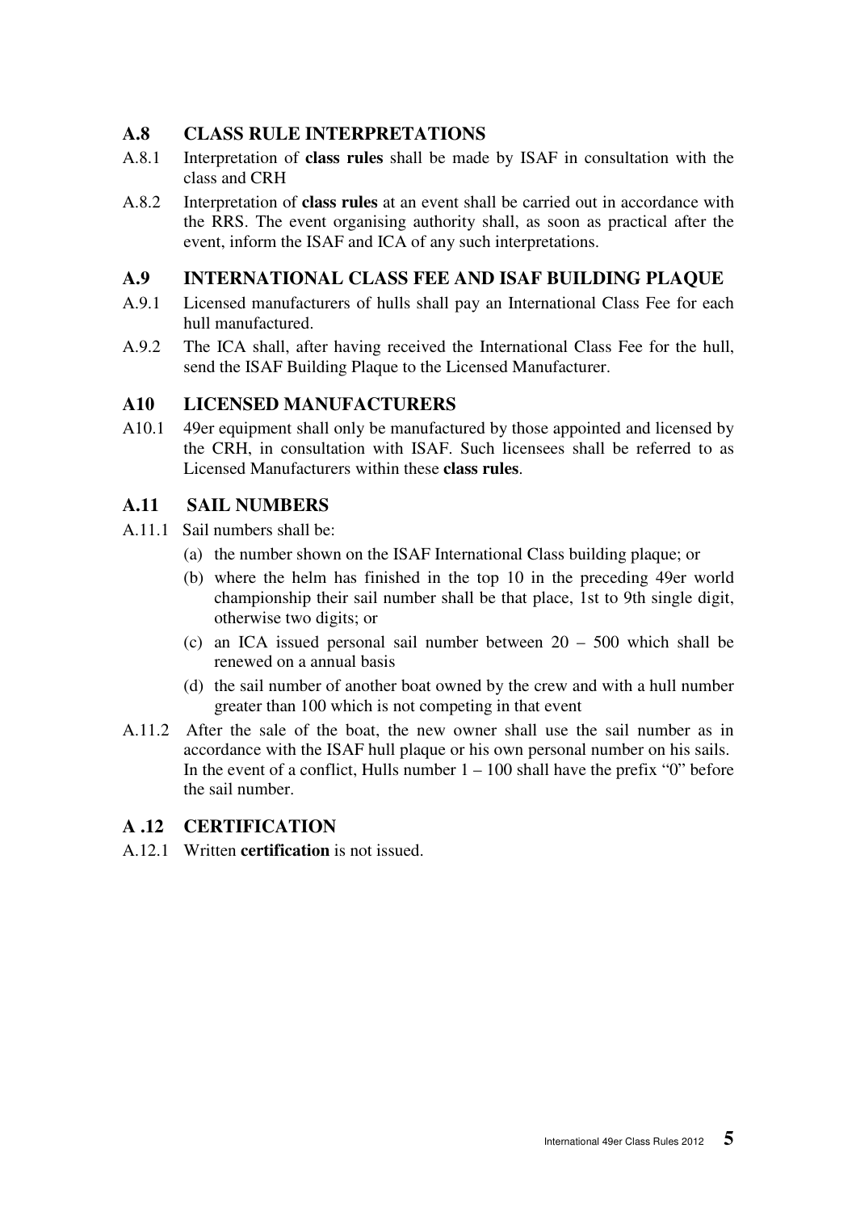## A.8 CLASS RULE INTERPRETATIONS

A.8.1 Interpretation of **class rules** shall be made by ISAF in consultation with the class and CRH

A.8.2 Interpretation of **class rules** at an event shall be carried out in accordance with the RRS. The event organising authority shall, as soon as practical after the event, inform the ISAF and ICA of any such interpretations.

## A.9 INTERNATIONAL CLASS FEE AND ISAF BUILDING PLAQUE

A.9.1 Licensed manufacturers of hulls shall pay an International Class Fee for each hull manufactured.

A.9.2 The ICA shall, after having received the International Class Fee for the hull, send the ISAF Building Plaque to the Licensed Manufacturer.

## A10 LICENSED MANUFACTURERS

A10.1 49er equipment shall only be manufactured by those appointed and licensed by the CRH, in consultation with ISAF. Such licensees shall be referred to as Licensed Manufacturers within these **class rules**.

## A.11 SAIL NUMBERS

A.11.1 Sail numbers shall be:

(a) the number shown on the ISAF International Class building plaque; or

(b) where the helm has finished in the top 10 in the preceding 49er world championship their sail number shall be that place, 1st to 9th single digit, otherwise two digits; or

(c) an ICA issued personal sail number between 20 – 500 which shall be renewed on a annual basis

(d) the sail number of another boat owned by the crew and with a hull number greater than 100 which is not competing in that event

A.11.2 After the sale of the boat, the new owner shall use the sail number as in accordance with the ISAF hull plaque or his own personal number on his sails. In the event of a conflict, Hulls number 1 – 100 shall have the prefix "0" before the sail number.

## A .12 CERTIFICATION

A.12.1 Written **certification** is not issued.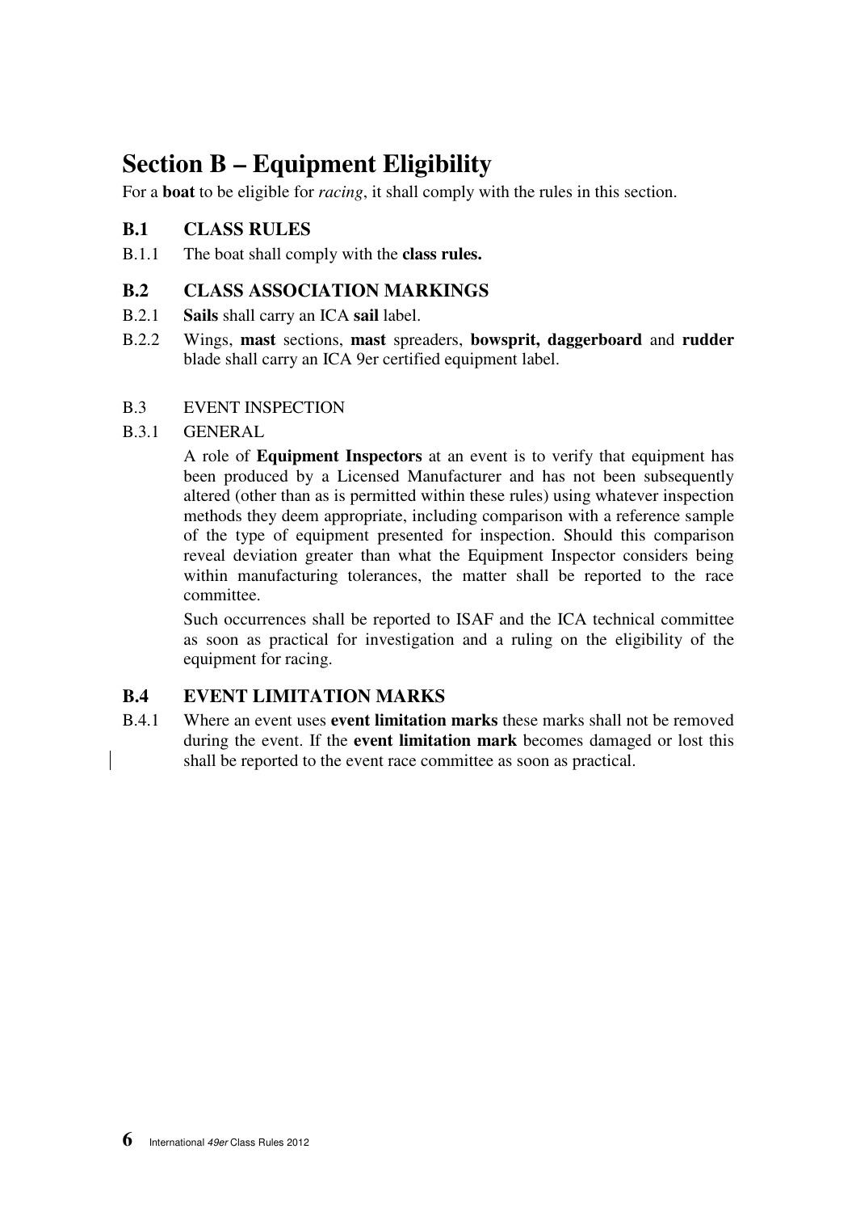# Section B – Equipment Eligibility

For a **boat** to be eligible for *racing*, it shall comply with the rules in this section.

## B.1 CLASS RULES

B.1.1 The boat shall comply with the **class rules.**

## B.2 CLASS ASSOCIATION MARKINGS

B.2.1 **Sails** shall carry an ICA **sail** label.

B.2.2 Wings, **mast** sections, **mast** spreaders, **bowsprit, daggerboard** and **rudder** blade shall carry an ICA 9er certified equipment label.

## B.3 EVENT INSPECTION

B.3.1 GENERAL

A role of **Equipment Inspectors** at an event is to verify that equipment has been produced by a Licensed Manufacturer and has not been subsequently altered (other than as is permitted within these rules) using whatever inspection methods they deem appropriate, including comparison with a reference sample of the type of equipment presented for inspection. Should this comparison reveal deviation greater than what the Equipment Inspector considers being within manufacturing tolerances, the matter shall be reported to the race committee.

Such occurrences shall be reported to ISAF and the ICA technical committee as soon as practical for investigation and a ruling on the eligibility of the equipment for racing.

## B.4 EVENT LIMITATION MARKS

B.4.1 Where an event uses **event limitation marks** these marks shall not be removed during the event. If the **event limitation mark** becomes damaged or lost this shall be reported to the event race committee as soon as practical.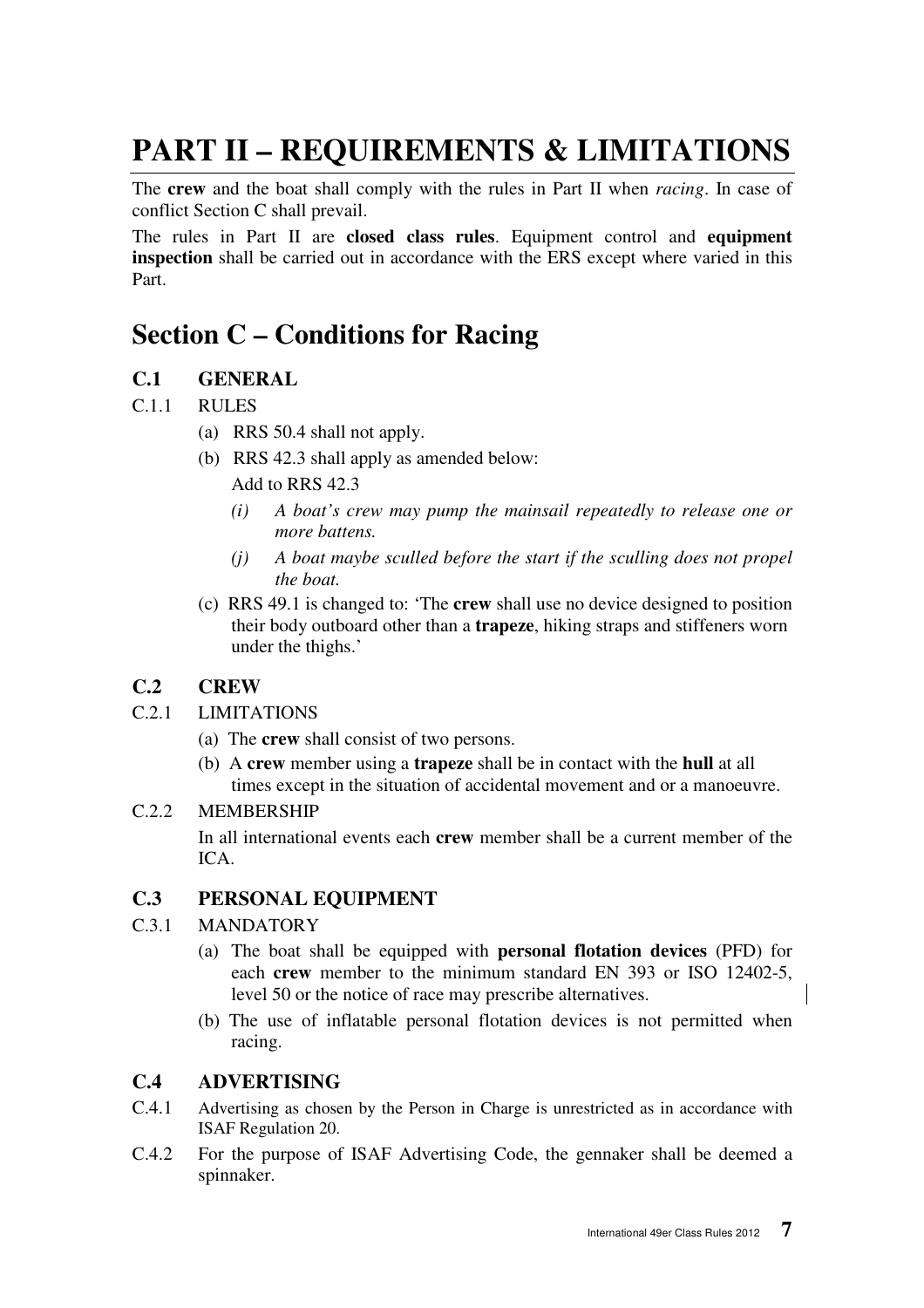# PART II – REQUIREMENTS & LIMITATIONS

The **crew** and the boat shall comply with the rules in Part II when *racing*. In case of conflict Section C shall prevail.

The rules in Part II are **closed class rules**. Equipment control and **equipment inspection** shall be carried out in accordance with the ERS except where varied in this Part.

## Section C – Conditions for Racing

### C.1 GENERAL

C.1.1 RULES

(a) RRS 50.4 shall not apply.

(b) RRS 42.3 shall apply as amended below:

Add to RRS 42.3

*(i) A boat's crew may pump the mainsail repeatedly to release one or more battens.*

*(j) A boat maybe sculled before the start if the sculling does not propel the boat.*

(c) RRS 49.1 is changed to: 'The **crew** shall use no device designed to position their body outboard other than a **trapeze**, hiking straps and stiffeners worn under the thighs.'

### C.2 CREW

C.2.1 LIMITATIONS

(a) The **crew** shall consist of two persons.

(b) A **crew** member using a **trapeze** shall be in contact with the **hull** at all times except in the situation of accidental movement and or a manoeuvre.

C.2.2 MEMBERSHIP

In all international events each **crew** member shall be a current member of the ICA.

### C.3 PERSONAL EQUIPMENT

C.3.1 MANDATORY

(a) The boat shall be equipped with **personal flotation devices** (PFD) for each **crew** member to the minimum standard EN 393 or ISO 12402-5, level 50 or the notice of race may prescribe alternatives.

(b) The use of inflatable personal flotation devices is not permitted when racing.

### C.4 ADVERTISING

C.4.1 Advertising as chosen by the Person in Charge is unrestricted as in accordance with ISAF Regulation 20.

C.4.2 For the purpose of ISAF Advertising Code, the gennaker shall be deemed a spinnaker.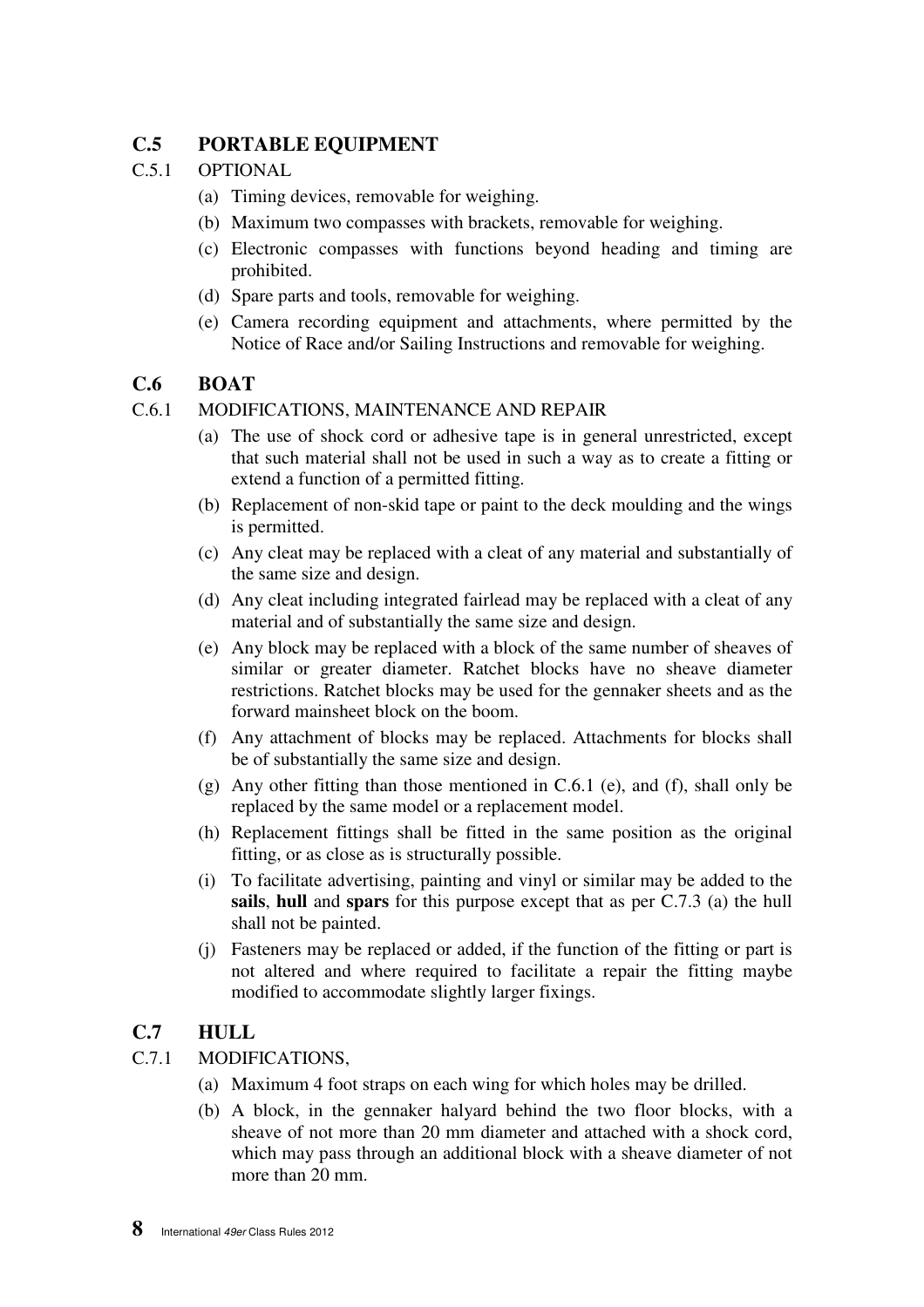## C.5 PORTABLE EQUIPMENT

C.5.1 OPTIONAL

(a) Timing devices, removable for weighing.

(b) Maximum two compasses with brackets, removable for weighing.

(c) Electronic compasses with functions beyond heading and timing are prohibited.

(d) Spare parts and tools, removable for weighing.

(e) Camera recording equipment and attachments, where permitted by the Notice of Race and/or Sailing Instructions and removable for weighing.

## C.6 BOAT

C.6.1 MODIFICATIONS, MAINTENANCE AND REPAIR

(a) The use of shock cord or adhesive tape is in general unrestricted, except that such material shall not be used in such a way as to create a fitting or extend a function of a permitted fitting.

(b) Replacement of non-skid tape or paint to the deck moulding and the wings is permitted.

(c) Any cleat may be replaced with a cleat of any material and substantially of the same size and design.

(d) Any cleat including integrated fairlead may be replaced with a cleat of any material and of substantially the same size and design.

(e) Any block may be replaced with a block of the same number of sheaves of similar or greater diameter. Ratchet blocks have no sheave diameter restrictions. Ratchet blocks may be used for the gennaker sheets and as the forward mainsheet block on the boom.

(f) Any attachment of blocks may be replaced. Attachments for blocks shall be of substantially the same size and design.

(g) Any other fitting than those mentioned in C.6.1 (e), and (f), shall only be replaced by the same model or a replacement model.

(h) Replacement fittings shall be fitted in the same position as the original fitting, or as close as is structurally possible.

(i) To facilitate advertising, painting and vinyl or similar may be added to the **sails**, **hull** and **spars** for this purpose except that as per C.7.3 (a) the hull shall not be painted.

(j) Fasteners may be replaced or added, if the function of the fitting or part is not altered and where required to facilitate a repair the fitting maybe modified to accommodate slightly larger fixings.

## C.7 HULL

C.7.1 MODIFICATIONS,

(a) Maximum 4 foot straps on each wing for which holes may be drilled.

(b) A block, in the gennaker halyard behind the two floor blocks, with a sheave of not more than 20 mm diameter and attached with a shock cord, which may pass through an additional block with a sheave diameter of not more than 20 mm.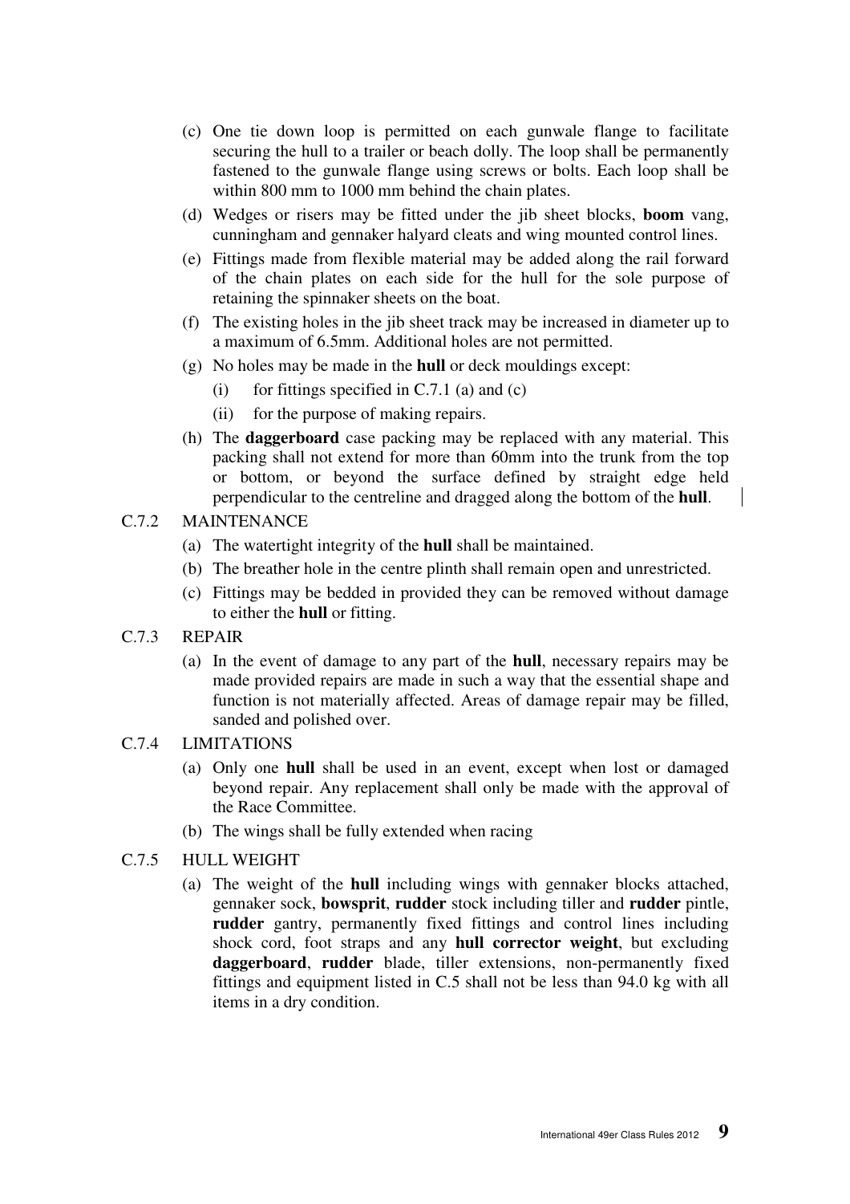(c) One tie down loop is permitted on each gunwale flange to facilitate securing the hull to a trailer or beach dolly. The loop shall be permanently fastened to the gunwale flange using screws or bolts. Each loop shall be within 800 mm to 1000 mm behind the chain plates.

(d) Wedges or risers may be fitted under the jib sheet blocks, **boom** vang, cunningham and gennaker halyard cleats and wing mounted control lines.

(e) Fittings made from flexible material may be added along the rail forward of the chain plates on each side for the hull for the sole purpose of retaining the spinnaker sheets on the boat.

(f) The existing holes in the jib sheet track may be increased in diameter up to a maximum of 6.5mm. Additional holes are not permitted.

(g) No holes may be made in the **hull** or deck mouldings except:

  (i) for fittings specified in C.7.1 (a) and (c)

  (ii) for the purpose of making repairs.

(h) The **daggerboard** case packing may be replaced with any material. This packing shall not extend for more than 60mm into the trunk from the top or bottom, or beyond the surface defined by straight edge held perpendicular to the centreline and dragged along the bottom of the **hull**.

C.7.2 MAINTENANCE

(a) The watertight integrity of the **hull** shall be maintained.

(b) The breather hole in the centre plinth shall remain open and unrestricted.

(c) Fittings may be bedded in provided they can be removed without damage to either the **hull** or fitting.

C.7.3 REPAIR

(a) In the event of damage to any part of the **hull**, necessary repairs may be made provided repairs are made in such a way that the essential shape and function is not materially affected. Areas of damage repair may be filled, sanded and polished over.

C.7.4 LIMITATIONS

(a) Only one **hull** shall be used in an event, except when lost or damaged beyond repair. Any replacement shall only be made with the approval of the Race Committee.

(b) The wings shall be fully extended when racing

C.7.5 HULL WEIGHT

(a) The weight of the **hull** including wings with gennaker blocks attached, gennaker sock, **bowsprit**, **rudder** stock including tiller and **rudder** pintle, **rudder** gantry, permanently fixed fittings and control lines including shock cord, foot straps and any **hull corrector weight**, but excluding **daggerboard**, **rudder** blade, tiller extensions, non-permanently fixed fittings and equipment listed in C.5 shall not be less than 94.0 kg with all items in a dry condition.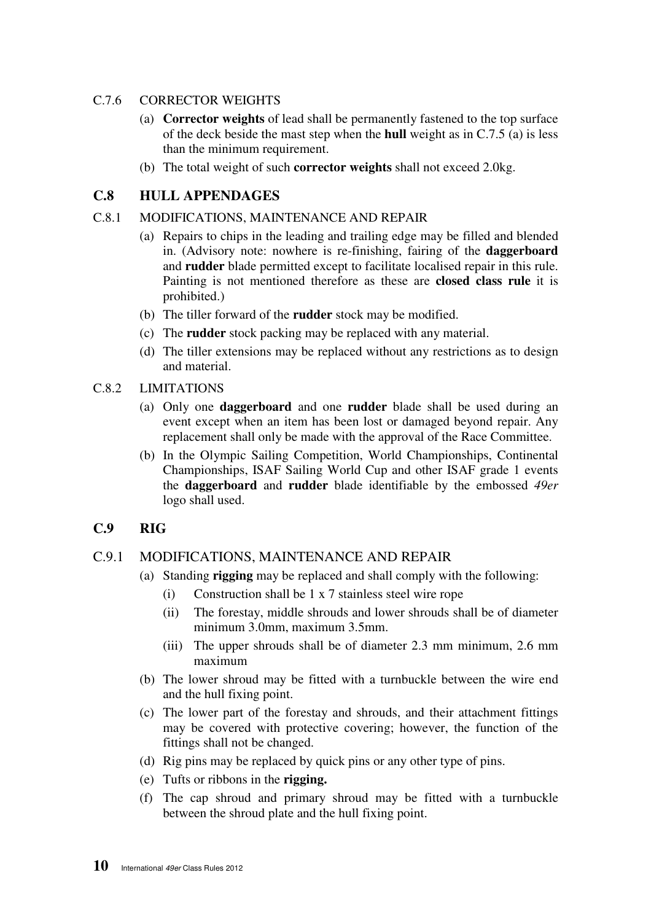C.7.6 CORRECTOR WEIGHTS

(a) **Corrector weights** of lead shall be permanently fastened to the top surface of the deck beside the mast step when the **hull** weight as in C.7.5 (a) is less than the minimum requirement.

(b) The total weight of such **corrector weights** shall not exceed 2.0kg.

## C.8 HULL APPENDAGES

C.8.1 MODIFICATIONS, MAINTENANCE AND REPAIR

(a) Repairs to chips in the leading and trailing edge may be filled and blended in. (Advisory note: nowhere is re-finishing, fairing of the **daggerboard** and **rudder** blade permitted except to facilitate localised repair in this rule. Painting is not mentioned therefore as these are **closed class rule** it is prohibited.)

(b) The tiller forward of the **rudder** stock may be modified.

(c) The **rudder** stock packing may be replaced with any material.

(d) The tiller extensions may be replaced without any restrictions as to design and material.

C.8.2 LIMITATIONS

(a) Only one **daggerboard** and one **rudder** blade shall be used during an event except when an item has been lost or damaged beyond repair. Any replacement shall only be made with the approval of the Race Committee.

(b) In the Olympic Sailing Competition, World Championships, Continental Championships, ISAF Sailing World Cup and other ISAF grade 1 events the **daggerboard** and **rudder** blade identifiable by the embossed *49er* logo shall used.

## C.9 RIG

C.9.1 MODIFICATIONS, MAINTENANCE AND REPAIR

(a) Standing **rigging** may be replaced and shall comply with the following:

  (i) Construction shall be 1 x 7 stainless steel wire rope

  (ii) The forestay, middle shrouds and lower shrouds shall be of diameter minimum 3.0mm, maximum 3.5mm.

  (iii) The upper shrouds shall be of diameter 2.3 mm minimum, 2.6 mm maximum

(b) The lower shroud may be fitted with a turnbuckle between the wire end and the hull fixing point.

(c) The lower part of the forestay and shrouds, and their attachment fittings may be covered with protective covering; however, the function of the fittings shall not be changed.

(d) Rig pins may be replaced by quick pins or any other type of pins.

(e) Tufts or ribbons in the **rigging.**

(f) The cap shroud and primary shroud may be fitted with a turnbuckle between the shroud plate and the hull fixing point.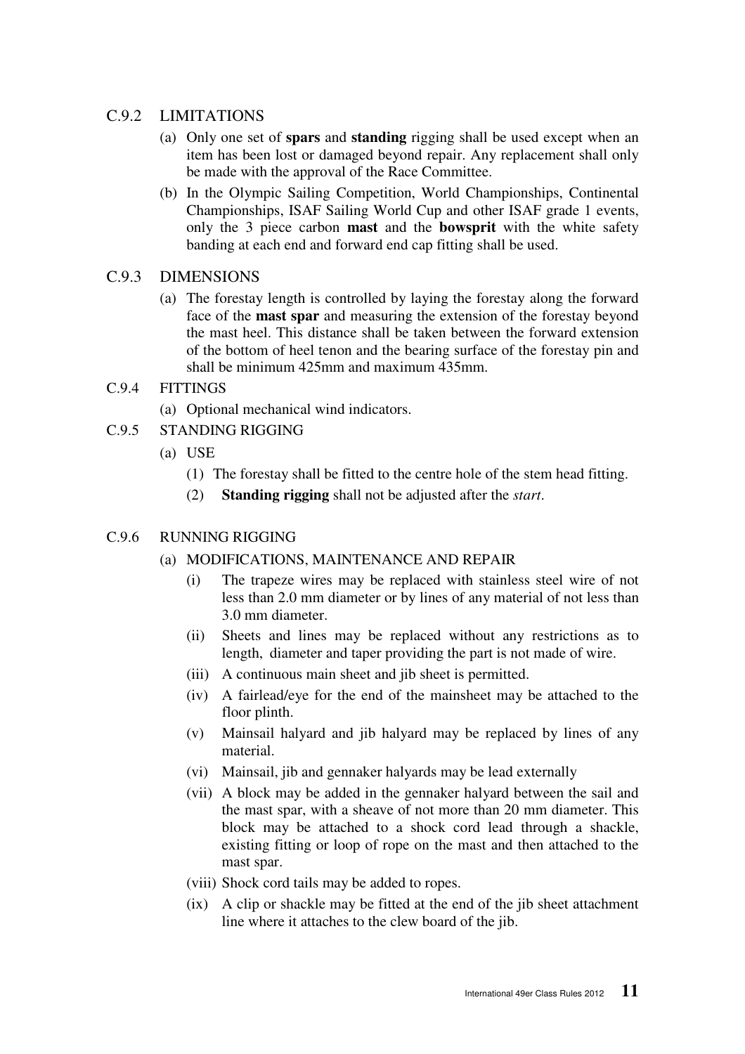### C.9.2 LIMITATIONS

(a) Only one set of **spars** and **standing** rigging shall be used except when an item has been lost or damaged beyond repair. Any replacement shall only be made with the approval of the Race Committee.

(b) In the Olympic Sailing Competition, World Championships, Continental Championships, ISAF Sailing World Cup and other ISAF grade 1 events, only the 3 piece carbon **mast** and the **bowsprit** with the white safety banding at each end and forward end cap fitting shall be used.

### C.9.3 DIMENSIONS

(a) The forestay length is controlled by laying the forestay along the forward face of the **mast spar** and measuring the extension of the forestay beyond the mast heel. This distance shall be taken between the forward extension of the bottom of heel tenon and the bearing surface of the forestay pin and shall be minimum 425mm and maximum 435mm.

### C.9.4 FITTINGS

(a) Optional mechanical wind indicators.

### C.9.5 STANDING RIGGING

(a) USE

(1) The forestay shall be fitted to the centre hole of the stem head fitting.

(2) **Standing rigging** shall not be adjusted after the *start*.

### C.9.6 RUNNING RIGGING

(a) MODIFICATIONS, MAINTENANCE AND REPAIR

(i) The trapeze wires may be replaced with stainless steel wire of not less than 2.0 mm diameter or by lines of any material of not less than 3.0 mm diameter.

(ii) Sheets and lines may be replaced without any restrictions as to length, diameter and taper providing the part is not made of wire.

(iii) A continuous main sheet and jib sheet is permitted.

(iv) A fairlead/eye for the end of the mainsheet may be attached to the floor plinth.

(v) Mainsail halyard and jib halyard may be replaced by lines of any material.

(vi) Mainsail, jib and gennaker halyards may be lead externally

(vii) A block may be added in the gennaker halyard between the sail and the mast spar, with a sheave of not more than 20 mm diameter. This block may be attached to a shock cord lead through a shackle, existing fitting or loop of rope on the mast and then attached to the mast spar.

(viii) Shock cord tails may be added to ropes.

(ix) A clip or shackle may be fitted at the end of the jib sheet attachment line where it attaches to the clew board of the jib.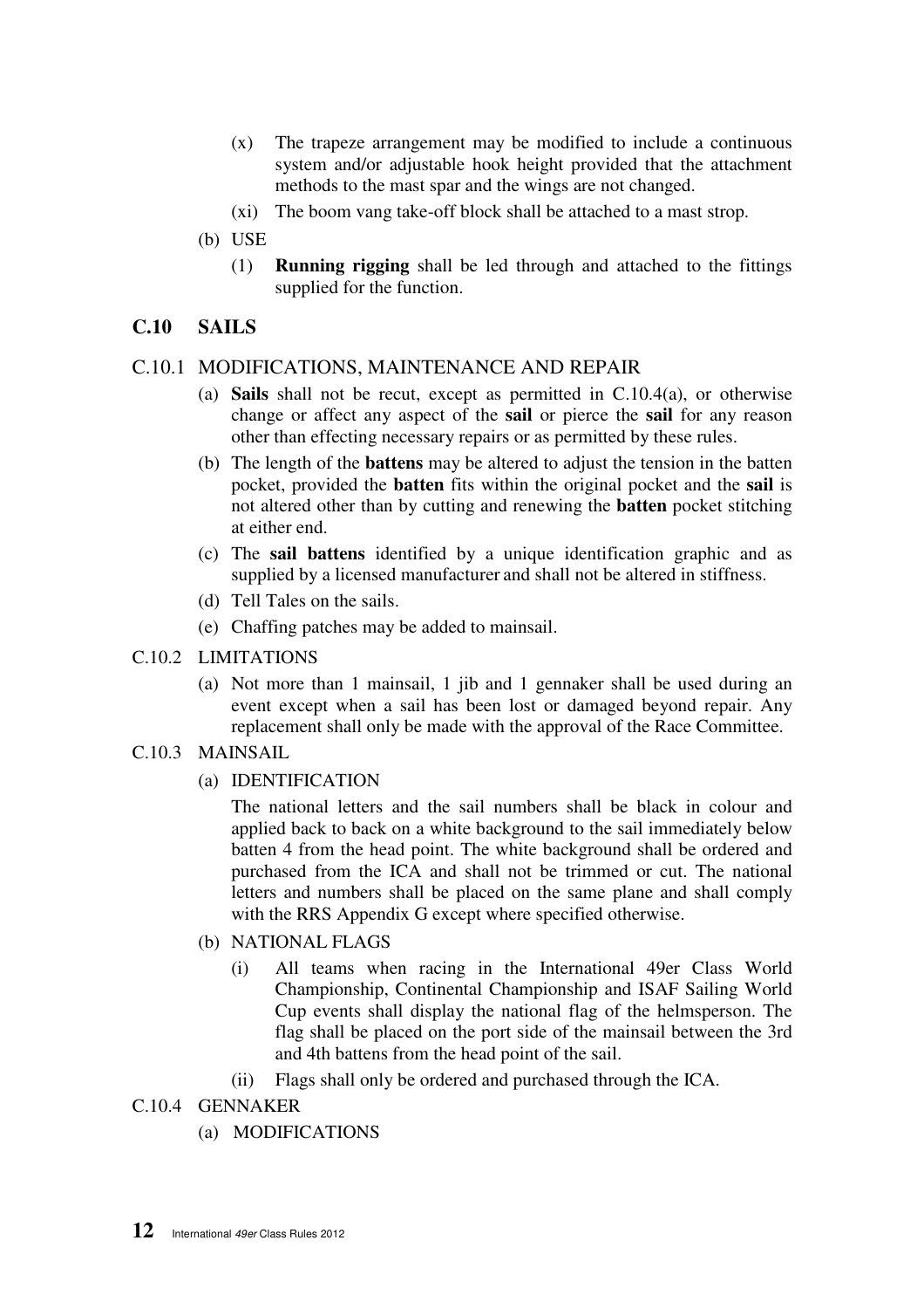(x) The trapeze arrangement may be modified to include a continuous system and/or adjustable hook height provided that the attachment methods to the mast spar and the wings are not changed.

(xi) The boom vang take-off block shall be attached to a mast strop.

(b) USE

(1) **Running rigging** shall be led through and attached to the fittings supplied for the function.

## C.10 SAILS

### C.10.1 MODIFICATIONS, MAINTENANCE AND REPAIR

(a) **Sails** shall not be recut, except as permitted in C.10.4(a), or otherwise change or affect any aspect of the **sail** or pierce the **sail** for any reason other than effecting necessary repairs or as permitted by these rules.

(b) The length of the **battens** may be altered to adjust the tension in the batten pocket, provided the **batten** fits within the original pocket and the **sail** is not altered other than by cutting and renewing the **batten** pocket stitching at either end.

(c) The **sail battens** identified by a unique identification graphic and as supplied by a licensed manufacturer and shall not be altered in stiffness.

(d) Tell Tales on the sails.

(e) Chaffing patches may be added to mainsail.

### C.10.2 LIMITATIONS

(a) Not more than 1 mainsail, 1 jib and 1 gennaker shall be used during an event except when a sail has been lost or damaged beyond repair. Any replacement shall only be made with the approval of the Race Committee.

### C.10.3 MAINSAIL

(a) IDENTIFICATION

The national letters and the sail numbers shall be black in colour and applied back to back on a white background to the sail immediately below batten 4 from the head point. The white background shall be ordered and purchased from the ICA and shall not be trimmed or cut. The national letters and numbers shall be placed on the same plane and shall comply with the RRS Appendix G except where specified otherwise.

(b) NATIONAL FLAGS

(i) All teams when racing in the International 49er Class World Championship, Continental Championship and ISAF Sailing World Cup events shall display the national flag of the helmsperson. The flag shall be placed on the port side of the mainsail between the 3rd and 4th battens from the head point of the sail.

(ii) Flags shall only be ordered and purchased through the ICA.

### C.10.4 GENNAKER

(a) MODIFICATIONS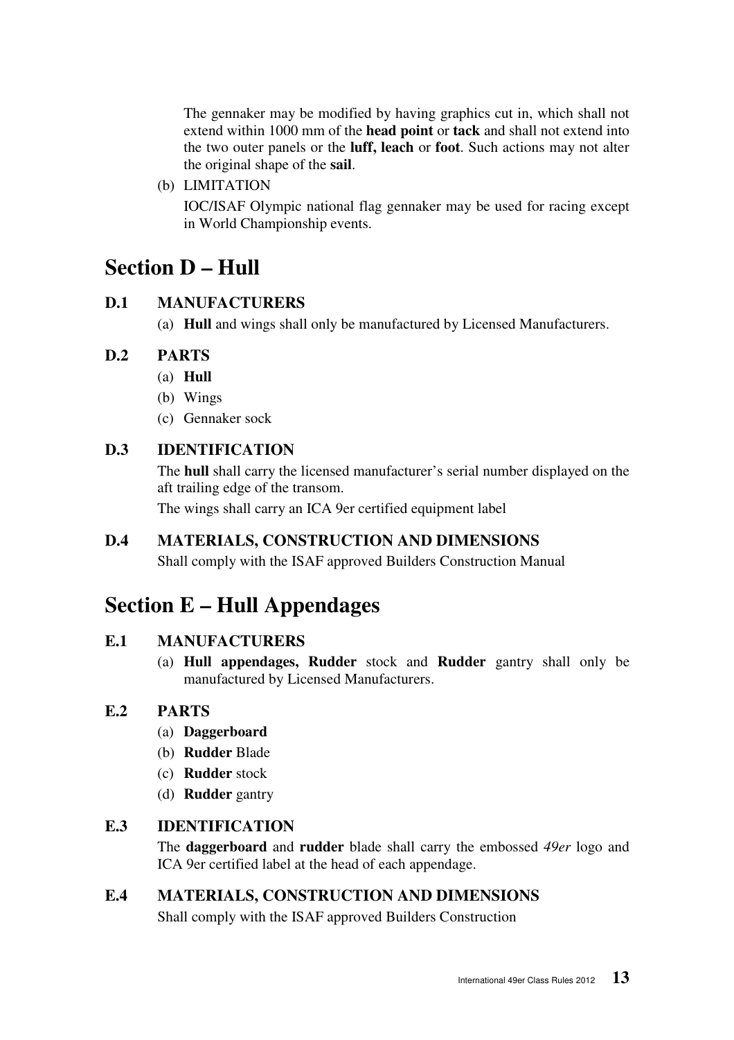The gennaker may be modified by having graphics cut in, which shall not extend within 1000 mm of the **head point** or **tack** and shall not extend into the two outer panels or the **luff, leach** or **foot**. Such actions may not alter the original shape of the **sail**.

(b) LIMITATION

IOC/ISAF Olympic national flag gennaker may be used for racing except in World Championship events.

# Section D – Hull

## D.1 MANUFACTURERS

(a) **Hull** and wings shall only be manufactured by Licensed Manufacturers.

## D.2 PARTS

(a) **Hull**
(b) Wings
(c) Gennaker sock

## D.3 IDENTIFICATION

The **hull** shall carry the licensed manufacturer's serial number displayed on the aft trailing edge of the transom.

The wings shall carry an ICA 9er certified equipment label

## D.4 MATERIALS, CONSTRUCTION AND DIMENSIONS

Shall comply with the ISAF approved Builders Construction Manual

# Section E – Hull Appendages

## E.1 MANUFACTURERS

(a) **Hull appendages, Rudder** stock and **Rudder** gantry shall only be manufactured by Licensed Manufacturers.

## E.2 PARTS

(a) **Daggerboard**
(b) **Rudder** Blade
(c) **Rudder** stock
(d) **Rudder** gantry

## E.3 IDENTIFICATION

The **daggerboard** and **rudder** blade shall carry the embossed *49er* logo and ICA 9er certified label at the head of each appendage.

## E.4 MATERIALS, CONSTRUCTION AND DIMENSIONS

Shall comply with the ISAF approved Builders Construction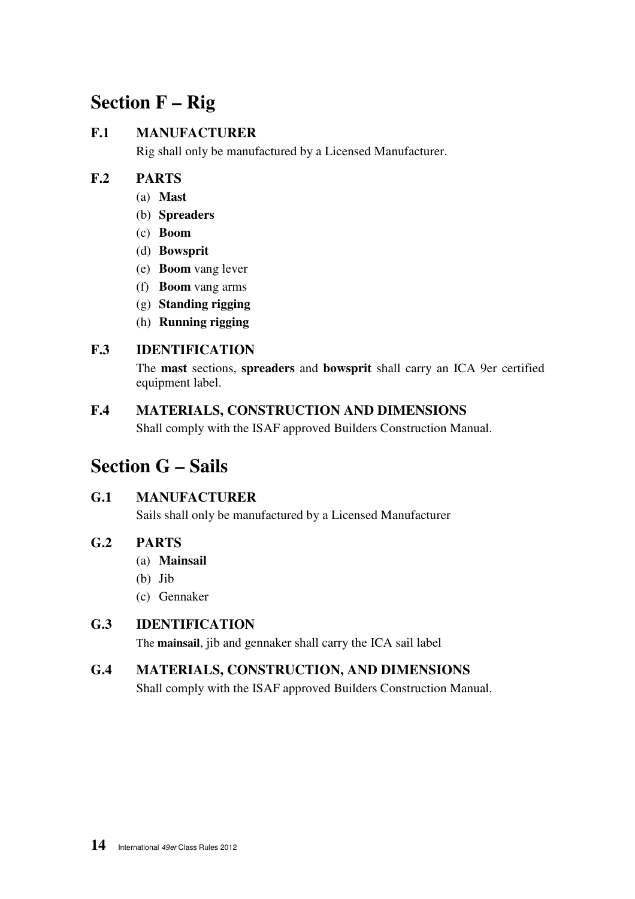# Section F – Rig

## F.1 MANUFACTURER

Rig shall only be manufactured by a Licensed Manufacturer.

## F.2 PARTS

(a) **Mast**
(b) **Spreaders**
(c) **Boom**
(d) **Bowsprit**
(e) **Boom** vang lever
(f) **Boom** vang arms
(g) **Standing rigging**
(h) **Running rigging**

## F.3 IDENTIFICATION

The **mast** sections, **spreaders** and **bowsprit** shall carry an ICA 9er certified equipment label.

## F.4 MATERIALS, CONSTRUCTION AND DIMENSIONS

Shall comply with the ISAF approved Builders Construction Manual.

# Section G – Sails

## G.1 MANUFACTURER

Sails shall only be manufactured by a Licensed Manufacturer

## G.2 PARTS

(a) **Mainsail**
(b) Jib
(c) Gennaker

## G.3 IDENTIFICATION

The **mainsail**, jib and gennaker shall carry the ICA sail label

## G.4 MATERIALS, CONSTRUCTION, AND DIMENSIONS

Shall comply with the ISAF approved Builders Construction Manual.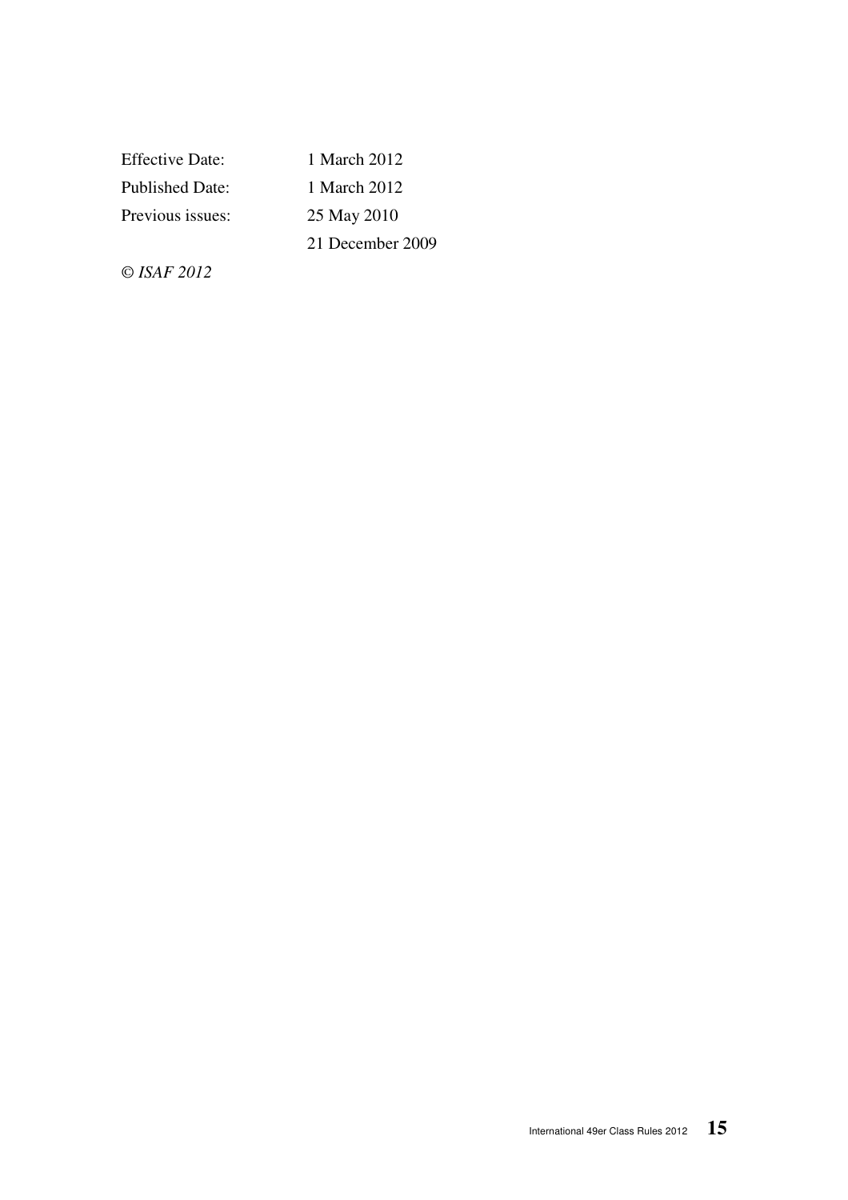| | |
|---|---|
| Effective Date: | 1 March 2012 |
| Published Date: | 1 March 2012 |
| Previous issues: | 25 May 2010 |
| | 21 December 2009 |

*© ISAF 2012*